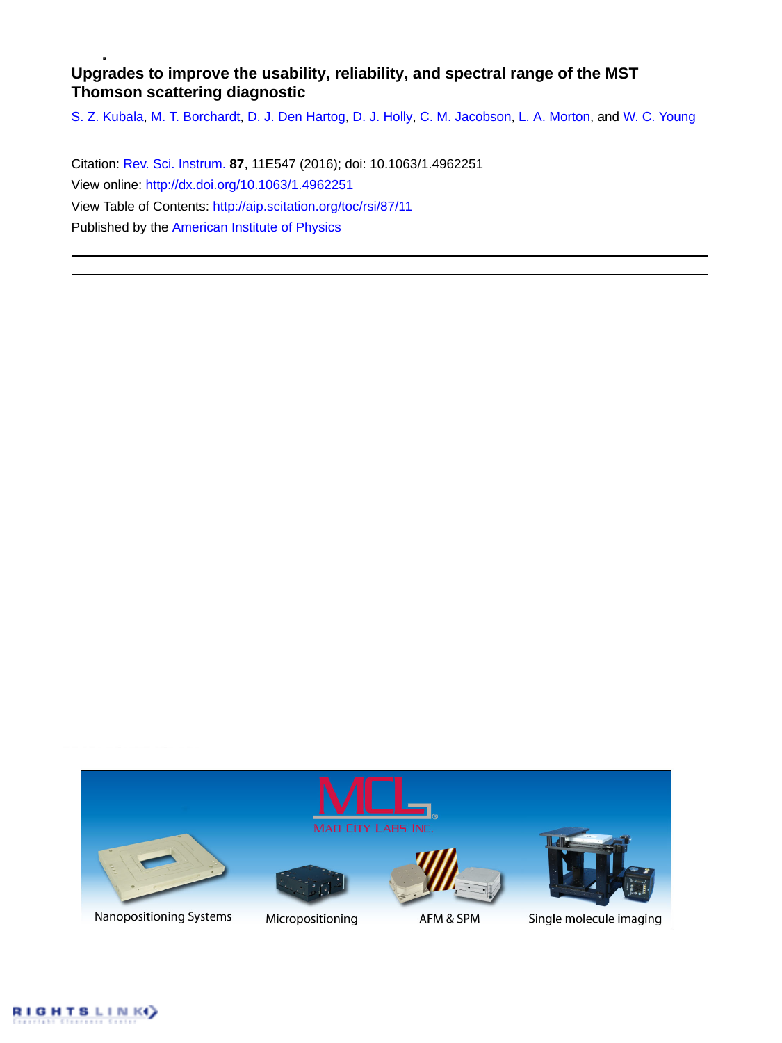# Upgrades to improve the usability, reliability, and spectral range of the MST Thomson scattering diagnostic

S. Z. Kubala, M. T. Borchardt, D. J. Den Hartog, D. J. Holly, C. M. Jacobson, L. A. Morton, and W. C. Young

Citation: Rev. Sci. Instrum. **87**, 11E547 (2016); doi: 10.1063/1.4962251

View online: http://dx.doi.org/10.1063/1.4962251

View Table of Contents: http://aip.scitation.org/toc/rsi/87/11

Published by the American Institute of Physics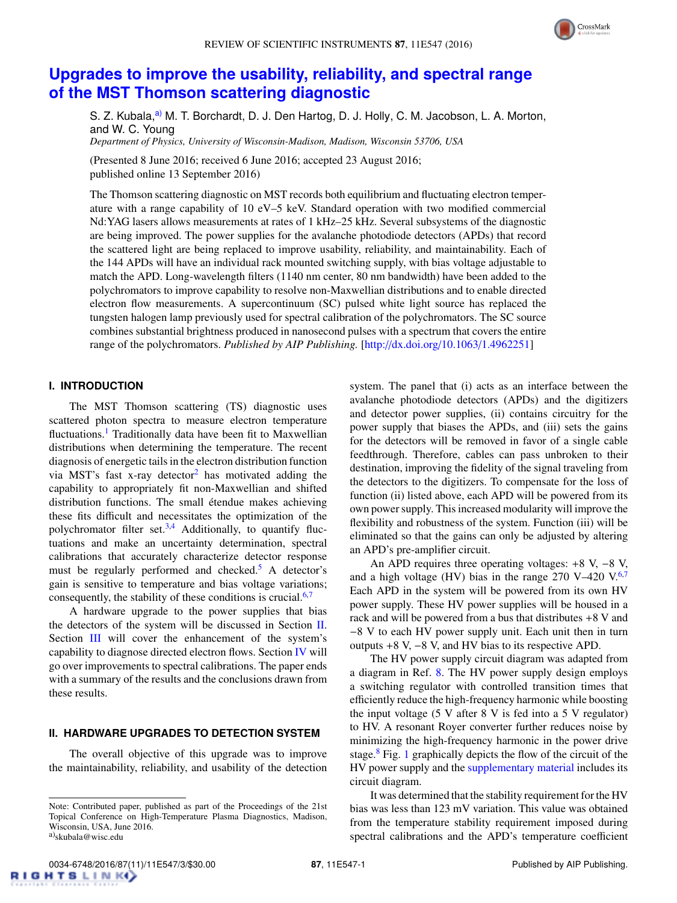# Upgrades to improve the usability, reliability, and spectral range of the MST Thomson scattering diagnostic

S. Z. Kubala,[a)] M. T. Borchardt, D. J. Den Hartog, D. J. Holly, C. M. Jacobson, L. A. Morton, and W. C. Young

*Department of Physics, University of Wisconsin-Madison, Madison, Wisconsin 53706, USA*

(Presented 8 June 2016; received 6 June 2016; accepted 23 August 2016; published online 13 September 2016)

The Thomson scattering diagnostic on MST records both equilibrium and fluctuating electron temperature with a range capability of 10 eV–5 keV. Standard operation with two modified commercial Nd:YAG lasers allows measurements at rates of 1 kHz–25 kHz. Several subsystems of the diagnostic are being improved. The power supplies for the avalanche photodiode detectors (APDs) that record the scattered light are being replaced to improve usability, reliability, and maintainability. Each of the 144 APDs will have an individual rack mounted switching supply, with bias voltage adjustable to match the APD. Long-wavelength filters (1140 nm center, 80 nm bandwidth) have been added to the polychromators to improve capability to resolve non-Maxwellian distributions and to enable directed electron flow measurements. A supercontinuum (SC) pulsed white light source has replaced the tungsten halogen lamp previously used for spectral calibration of the polychromators. The SC source combines substantial brightness produced in nanosecond pulses with a spectrum that covers the entire range of the polychromators. *Published by AIP Publishing.* [http://dx.doi.org/10.1063/1.4962251]

## I. INTRODUCTION

The MST Thomson scattering (TS) diagnostic uses scattered photon spectra to measure electron temperature fluctuations.[1] Traditionally data have been fit to Maxwellian distributions when determining the temperature. The recent diagnosis of energetic tails in the electron distribution function via MST's fast x-ray detector[2] has motivated adding the capability to appropriately fit non-Maxwellian and shifted distribution functions. The small étendue makes achieving these fits difficult and necessitates the optimization of the polychromator filter set.[3,4] Additionally, to quantify fluctuations and make an uncertainty determination, spectral calibrations that accurately characterize detector response must be regularly performed and checked.[5] A detector's gain is sensitive to temperature and bias voltage variations; consequently, the stability of these conditions is crucial.[6,7]

A hardware upgrade to the power supplies that bias the detectors of the system will be discussed in Section II. Section III will cover the enhancement of the system's capability to diagnose directed electron flows. Section IV will go over improvements to spectral calibrations. The paper ends with a summary of the results and the conclusions drawn from these results.

## II. HARDWARE UPGRADES TO DETECTION SYSTEM

The overall objective of this upgrade was to improve the maintainability, reliability, and usability of the detection system. The panel that (i) acts as an interface between the avalanche photodiode detectors (APDs) and the digitizers and detector power supplies, (ii) contains circuitry for the power supply that biases the APDs, and (iii) sets the gains for the detectors will be removed in favor of a single cable feedthrough. Therefore, cables can pass unbroken to their destination, improving the fidelity of the signal traveling from the detectors to the digitizers. To compensate for the loss of function (ii) listed above, each APD will be powered from its own power supply. This increased modularity will improve the flexibility and robustness of the system. Function (iii) will be eliminated so that the gains can only be adjusted by altering an APD's pre-amplifier circuit.

An APD requires three operating voltages: +8 V, −8 V, and a high voltage (HV) bias in the range 270 V–420 V.[6,7] Each APD in the system will be powered from its own HV power supply. These HV power supplies will be housed in a rack and will be powered from a bus that distributes +8 V and −8 V to each HV power supply unit. Each unit then in turn outputs +8 V, −8 V, and HV bias to its respective APD.

The HV power supply circuit diagram was adapted from a diagram in Ref. 8. The HV power supply design employs a switching regulator with controlled transition times that efficiently reduce the high-frequency harmonic while boosting the input voltage (5 V after 8 V is fed into a 5 V regulator) to HV. A resonant Royer converter further reduces noise by minimizing the high-frequency harmonic in the power drive stage.[8] Fig. 1 graphically depicts the flow of the circuit of the HV power supply and the supplementary material includes its circuit diagram.

It was determined that the stability requirement for the HV bias was less than 123 mV variation. This value was obtained from the temperature stability requirement imposed during spectral calibrations and the APD's temperature coefficient

Note: Contributed paper, published as part of the Proceedings of the 21st Topical Conference on High-Temperature Plasma Diagnostics, Madison, Wisconsin, USA, June 2016.

[a)]skubala@wisc.edu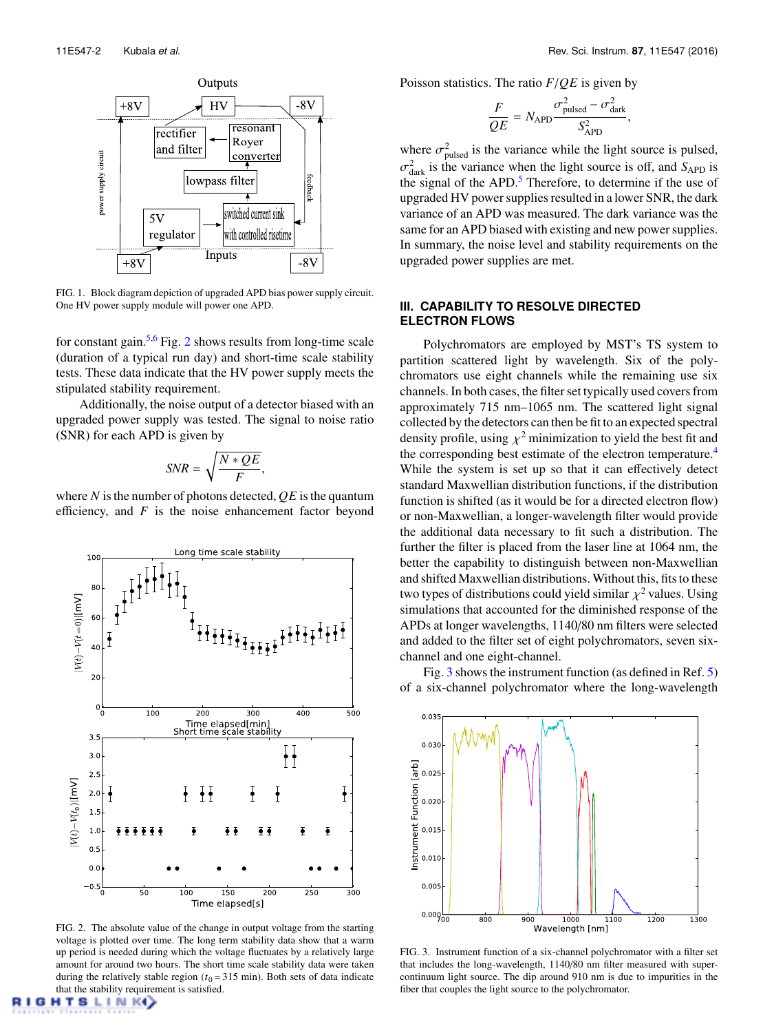FIG. 1. Block diagram depiction of upgraded APD bias power supply circuit. One HV power supply module will power one APD.

for constant gain.[5,6] Fig. 2 shows results from long-time scale (duration of a typical run day) and short-time scale stability tests. These data indicate that the HV power supply meets the stipulated stability requirement.

Additionally, the noise output of a detector biased with an upgraded power supply was tested. The signal to noise ratio (SNR) for each APD is given by

$$SNR = \sqrt{\frac{N * QE}{F}},$$

where $N$ is the number of photons detected, $QE$ is the quantum efficiency, and $F$ is the noise enhancement factor beyond

FIG. 2. The absolute value of the change in output voltage from the starting voltage is plotted over time. The long term stability data show that a warm up period is needed during which the voltage fluctuates by a relatively large amount for around two hours. The short time scale stability data were taken during the relatively stable region ($t_0 = 315$ min). Both sets of data indicate that the stability requirement is satisfied.

Poisson statistics. The ratio $F/QE$ is given by

$$\frac{F}{QE} = N_{\text{APD}} \frac{\sigma^2_{\text{pulsed}} - \sigma^2_{\text{dark}}}{S^2_{\text{APD}}},$$

where $\sigma^2_{\text{pulsed}}$ is the variance while the light source is pulsed, $\sigma^2_{\text{dark}}$ is the variance when the light source is off, and $S_{\text{APD}}$ is the signal of the APD.[5] Therefore, to determine if the use of upgraded HV power supplies resulted in a lower SNR, the dark variance of an APD was measured. The dark variance was the same for an APD biased with existing and new power supplies. In summary, the noise level and stability requirements on the upgraded power supplies are met.

## III. CAPABILITY TO RESOLVE DIRECTED ELECTRON FLOWS

Polychromators are employed by MST's TS system to partition scattered light by wavelength. Six of the polychromators use eight channels while the remaining use six channels. In both cases, the filter set typically used covers from approximately 715 nm–1065 nm. The scattered light signal collected by the detectors can then be fit to an expected spectral density profile, using $\chi^2$ minimization to yield the best fit and the corresponding best estimate of the electron temperature.[4] While the system is set up so that it can effectively detect standard Maxwellian distribution functions, if the distribution function is shifted (as it would be for a directed electron flow) or non-Maxwellian, a longer-wavelength filter would provide the additional data necessary to fit such a distribution. The further the filter is placed from the laser line at 1064 nm, the better the capability to distinguish between non-Maxwellian and shifted Maxwellian distributions. Without this, fits to these two types of distributions could yield similar $\chi^2$ values. Using simulations that accounted for the diminished response of the APDs at longer wavelengths, 1140/80 nm filters were selected and added to the filter set of eight polychromators, seven six-channel and one eight-channel.

Fig. 3 shows the instrument function (as defined in Ref. 5) of a six-channel polychromator where the long-wavelength

FIG. 3. Instrument function of a six-channel polychromator with a filter set that includes the long-wavelength, 1140/80 nm filter measured with super-continuum light source. The dip around 910 nm is due to impurities in the fiber that couples the light source to the polychromator.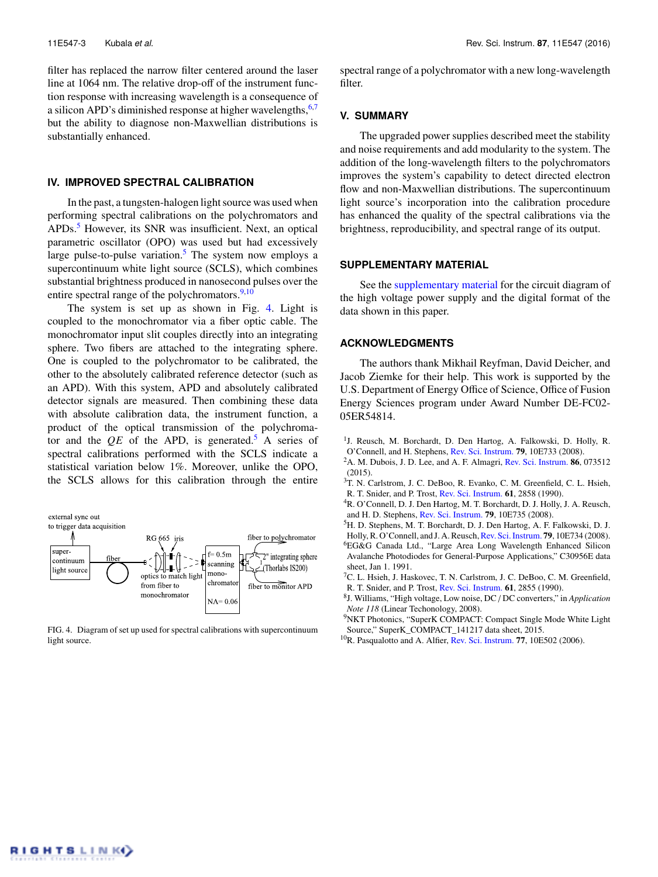filter has replaced the narrow filter centered around the laser line at 1064 nm. The relative drop-off of the instrument function response with increasing wavelength is a consequence of a silicon APD's diminished response at higher wavelengths,[6,7] but the ability to diagnose non-Maxwellian distributions is substantially enhanced.

## IV. IMPROVED SPECTRAL CALIBRATION

In the past, a tungsten-halogen light source was used when performing spectral calibrations on the polychromators and APDs.[5] However, its SNR was insufficient. Next, an optical parametric oscillator (OPO) was used but had excessively large pulse-to-pulse variation.[5] The system now employs a supercontinuum white light source (SCLS), which combines substantial brightness produced in nanosecond pulses over the entire spectral range of the polychromators.[9,10]

The system is set up as shown in Fig. 4. Light is coupled to the monochromator via a fiber optic cable. The monochromator input slit couples directly into an integrating sphere. Two fibers are attached to the integrating sphere. One is coupled to the polychromator to be calibrated, the other to the absolutely calibrated reference detector (such as an APD). With this system, APD and absolutely calibrated detector signals are measured. Then combining these data with absolute calibration data, the instrument function, a product of the optical transmission of the polychromator and the *QE* of the APD, is generated.[5] A series of spectral calibrations performed with the SCLS indicate a statistical variation below 1%. Moreover, unlike the OPO, the SCLS allows for this calibration through the entire spectral range of a polychromator with a new long-wavelength filter.

external sync out
to trigger data acquisition
super-
continuum
light source
fiber
RG 665
iris
optics to match light
from fiber to
monochromator
f= 0.5m
scanning
mono-
chromator
NA= 0.06
fiber to polychromator
2" integrating sphere
(Thorlabs IS200)
fiber to monitor APD

FIG. 4. Diagram of set up used for spectral calibrations with supercontinuum light source.

## V. SUMMARY

The upgraded power supplies described meet the stability and noise requirements and add modularity to the system. The addition of the long-wavelength filters to the polychromators improves the system's capability to detect directed electron flow and non-Maxwellian distributions. The supercontinuum light source's incorporation into the calibration procedure has enhanced the quality of the spectral calibrations via the brightness, reproducibility, and spectral range of its output.

## SUPPLEMENTARY MATERIAL

See the supplementary material for the circuit diagram of the high voltage power supply and the digital format of the data shown in this paper.

## ACKNOWLEDGMENTS

The authors thank Mikhail Reyfman, David Deicher, and Jacob Ziemke for their help. This work is supported by the U.S. Department of Energy Office of Science, Office of Fusion Energy Sciences program under Award Number DE-FC02-05ER54814.

[1] J. Reusch, M. Borchardt, D. Den Hartog, A. Falkowski, D. Holly, R. O'Connell, and H. Stephens, Rev. Sci. Instrum. **79**, 10E733 (2008).
[2] A. M. Dubois, J. D. Lee, and A. F. Almagri, Rev. Sci. Instrum. **86**, 073512 (2015).
[3] T. N. Carlstrom, J. C. DeBoo, R. Evanko, C. M. Greenfield, C. L. Hsieh, R. T. Snider, and P. Trost, Rev. Sci. Instrum. **61**, 2858 (1990).
[4] R. O'Connell, D. J. Den Hartog, M. T. Borchardt, D. J. Holly, J. A. Reusch, and H. D. Stephens, Rev. Sci. Instrum. **79**, 10E735 (2008).
[5] H. D. Stephens, M. T. Borchardt, D. J. Den Hartog, A. F. Falkowski, D. J. Holly, R. O'Connell, and J. A. Reusch, Rev. Sci. Instrum. **79**, 10E734 (2008).
[6] EG&G Canada Ltd., "Large Area Long Wavelength Enhanced Silicon Avalanche Photodiodes for General-Purpose Applications," C30956E data sheet, Jan 1. 1991.
[7] C. L. Hsieh, J. Haskovec, T. N. Carlstrom, J. C. DeBoo, C. M. Greenfield, R. T. Snider, and P. Trost, Rev. Sci. Instrum. **61**, 2855 (1990).
[8] J. Williams, "High voltage, Low noise, DC / DC converters," in *Application Note 118* (Linear Techonology, 2008).
[9] NKT Photonics, "SuperK COMPACT: Compact Single Mode White Light Source," SuperK_COMPACT_141217 data sheet, 2015.
[10] R. Pasqualotto and A. Alfier, Rev. Sci. Instrum. **77**, 10E502 (2006).